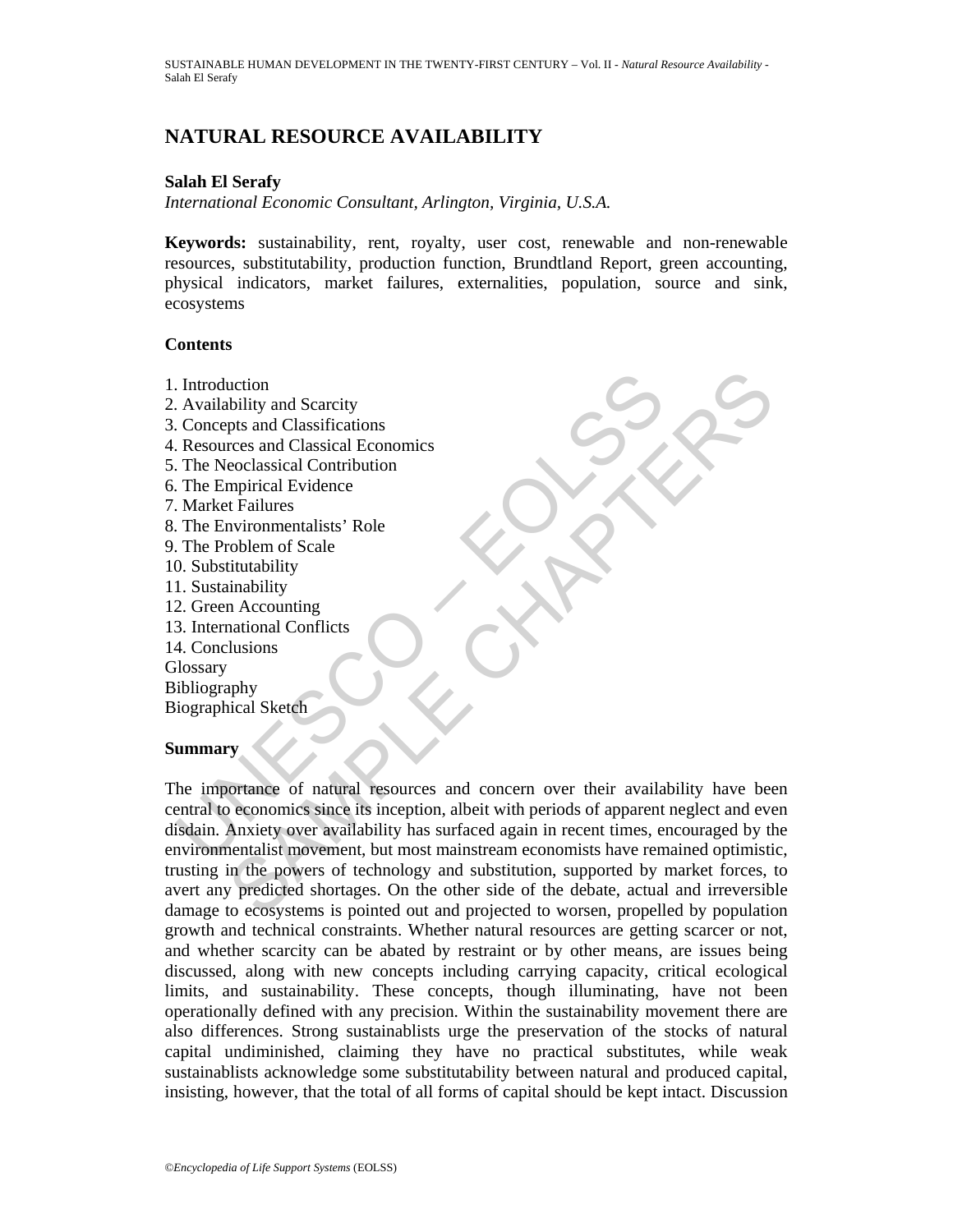# NATURAL RESOURCE AVAILABILITY

**Salah El Serafy**

*International Economic Consultant, Arlington, Virginia, U.S.A.*

**Keywords:** sustainability, rent, royalty, user cost, renewable and non-renewable resources, substitutability, production function, Brundtland Report, green accounting, physical indicators, market failures, externalities, population, source and sink, ecosystems

## Contents

1. Introduction
2. Availability and Scarcity
3. Concepts and Classifications
4. Resources and Classical Economics
5. The Neoclassical Contribution
6. The Empirical Evidence
7. Market Failures
8. The Environmentalists' Role
9. The Problem of Scale
10. Substitutability
11. Sustainability
12. Green Accounting
13. International Conflicts
14. Conclusions

Glossary
Bibliography
Biographical Sketch

## Summary

The importance of natural resources and concern over their availability have been central to economics since its inception, albeit with periods of apparent neglect and even disdain. Anxiety over availability has surfaced again in recent times, encouraged by the environmentalist movement, but most mainstream economists have remained optimistic, trusting in the powers of technology and substitution, supported by market forces, to avert any predicted shortages. On the other side of the debate, actual and irreversible damage to ecosystems is pointed out and projected to worsen, propelled by population growth and technical constraints. Whether natural resources are getting scarcer or not, and whether scarcity can be abated by restraint or by other means, are issues being discussed, along with new concepts including carrying capacity, critical ecological limits, and sustainability. These concepts, though illuminating, have not been operationally defined with any precision. Within the sustainability movement there are also differences. Strong sustainablists urge the preservation of the stocks of natural capital undiminished, claiming they have no practical substitutes, while weak sustainablists acknowledge some substitutability between natural and produced capital, insisting, however, that the total of all forms of capital should be kept intact. Discussion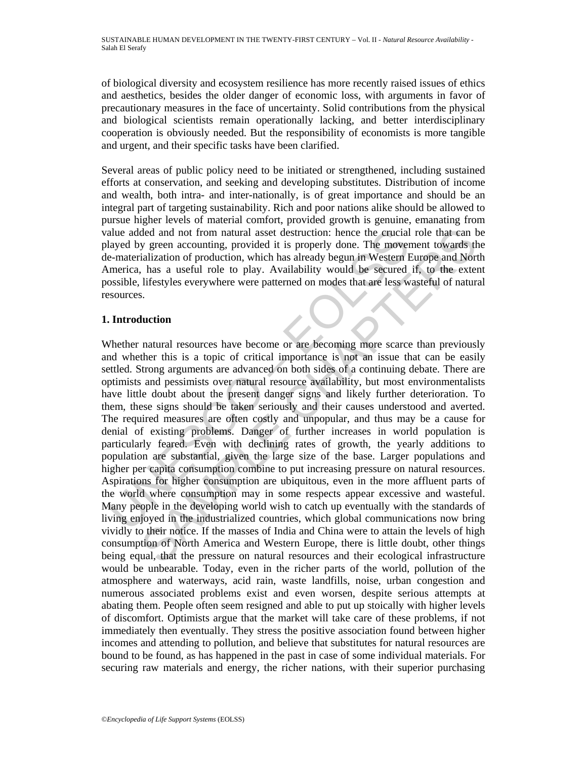of biological diversity and ecosystem resilience has more recently raised issues of ethics and aesthetics, besides the older danger of economic loss, with arguments in favor of precautionary measures in the face of uncertainty. Solid contributions from the physical and biological scientists remain operationally lacking, and better interdisciplinary cooperation is obviously needed. But the responsibility of economists is more tangible and urgent, and their specific tasks have been clarified.

Several areas of public policy need to be initiated or strengthened, including sustained efforts at conservation, and seeking and developing substitutes. Distribution of income and wealth, both intra- and inter-nationally, is of great importance and should be an integral part of targeting sustainability. Rich and poor nations alike should be allowed to pursue higher levels of material comfort, provided growth is genuine, emanating from value added and not from natural asset destruction: hence the crucial role that can be played by green accounting, provided it is properly done. The movement towards the de-materialization of production, which has already begun in Western Europe and North America, has a useful role to play. Availability would be secured if, to the extent possible, lifestyles everywhere were patterned on modes that are less wasteful of natural resources.

## 1. Introduction

Whether natural resources have become or are becoming more scarce than previously and whether this is a topic of critical importance is not an issue that can be easily settled. Strong arguments are advanced on both sides of a continuing debate. There are optimists and pessimists over natural resource availability, but most environmentalists have little doubt about the present danger signs and likely further deterioration. To them, these signs should be taken seriously and their causes understood and averted. The required measures are often costly and unpopular, and thus may be a cause for denial of existing problems. Danger of further increases in world population is particularly feared. Even with declining rates of growth, the yearly additions to population are substantial, given the large size of the base. Larger populations and higher per capita consumption combine to put increasing pressure on natural resources. Aspirations for higher consumption are ubiquitous, even in the more affluent parts of the world where consumption may in some respects appear excessive and wasteful. Many people in the developing world wish to catch up eventually with the standards of living enjoyed in the industrialized countries, which global communications now bring vividly to their notice. If the masses of India and China were to attain the levels of high consumption of North America and Western Europe, there is little doubt, other things being equal, that the pressure on natural resources and their ecological infrastructure would be unbearable. Today, even in the richer parts of the world, pollution of the atmosphere and waterways, acid rain, waste landfills, noise, urban congestion and numerous associated problems exist and even worsen, despite serious attempts at abating them. People often seem resigned and able to put up stoically with higher levels of discomfort. Optimists argue that the market will take care of these problems, if not immediately then eventually. They stress the positive association found between higher incomes and attending to pollution, and believe that substitutes for natural resources are bound to be found, as has happened in the past in case of some individual materials. For securing raw materials and energy, the richer nations, with their superior purchasing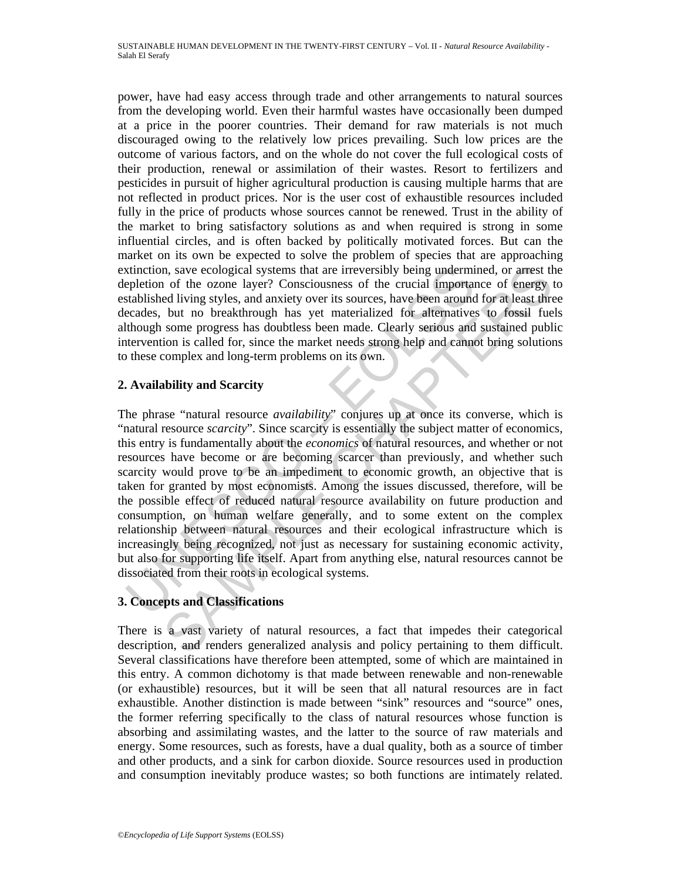power, have had easy access through trade and other arrangements to natural sources from the developing world. Even their harmful wastes have occasionally been dumped at a price in the poorer countries. Their demand for raw materials is not much discouraged owing to the relatively low prices prevailing. Such low prices are the outcome of various factors, and on the whole do not cover the full ecological costs of their production, renewal or assimilation of their wastes. Resort to fertilizers and pesticides in pursuit of higher agricultural production is causing multiple harms that are not reflected in product prices. Nor is the user cost of exhaustible resources included fully in the price of products whose sources cannot be renewed. Trust in the ability of the market to bring satisfactory solutions as and when required is strong in some influential circles, and is often backed by politically motivated forces. But can the market on its own be expected to solve the problem of species that are approaching extinction, save ecological systems that are irreversibly being undermined, or arrest the depletion of the ozone layer? Consciousness of the crucial importance of energy to established living styles, and anxiety over its sources, have been around for at least three decades, but no breakthrough has yet materialized for alternatives to fossil fuels although some progress has doubtless been made. Clearly serious and sustained public intervention is called for, since the market needs strong help and cannot bring solutions to these complex and long-term problems on its own.

## 2. Availability and Scarcity

The phrase "natural resource *availability*" conjures up at once its converse, which is "natural resource *scarcity*". Since scarcity is essentially the subject matter of economics, this entry is fundamentally about the *economics* of natural resources, and whether or not resources have become or are becoming scarcer than previously, and whether such scarcity would prove to be an impediment to economic growth, an objective that is taken for granted by most economists. Among the issues discussed, therefore, will be the possible effect of reduced natural resource availability on future production and consumption, on human welfare generally, and to some extent on the complex relationship between natural resources and their ecological infrastructure which is increasingly being recognized, not just as necessary for sustaining economic activity, but also for supporting life itself. Apart from anything else, natural resources cannot be dissociated from their roots in ecological systems.

## 3. Concepts and Classifications

There is a vast variety of natural resources, a fact that impedes their categorical description, and renders generalized analysis and policy pertaining to them difficult. Several classifications have therefore been attempted, some of which are maintained in this entry. A common dichotomy is that made between renewable and non-renewable (or exhaustible) resources, but it will be seen that all natural resources are in fact exhaustible. Another distinction is made between "sink" resources and "source" ones, the former referring specifically to the class of natural resources whose function is absorbing and assimilating wastes, and the latter to the source of raw materials and energy. Some resources, such as forests, have a dual quality, both as a source of timber and other products, and a sink for carbon dioxide. Source resources used in production and consumption inevitably produce wastes; so both functions are intimately related.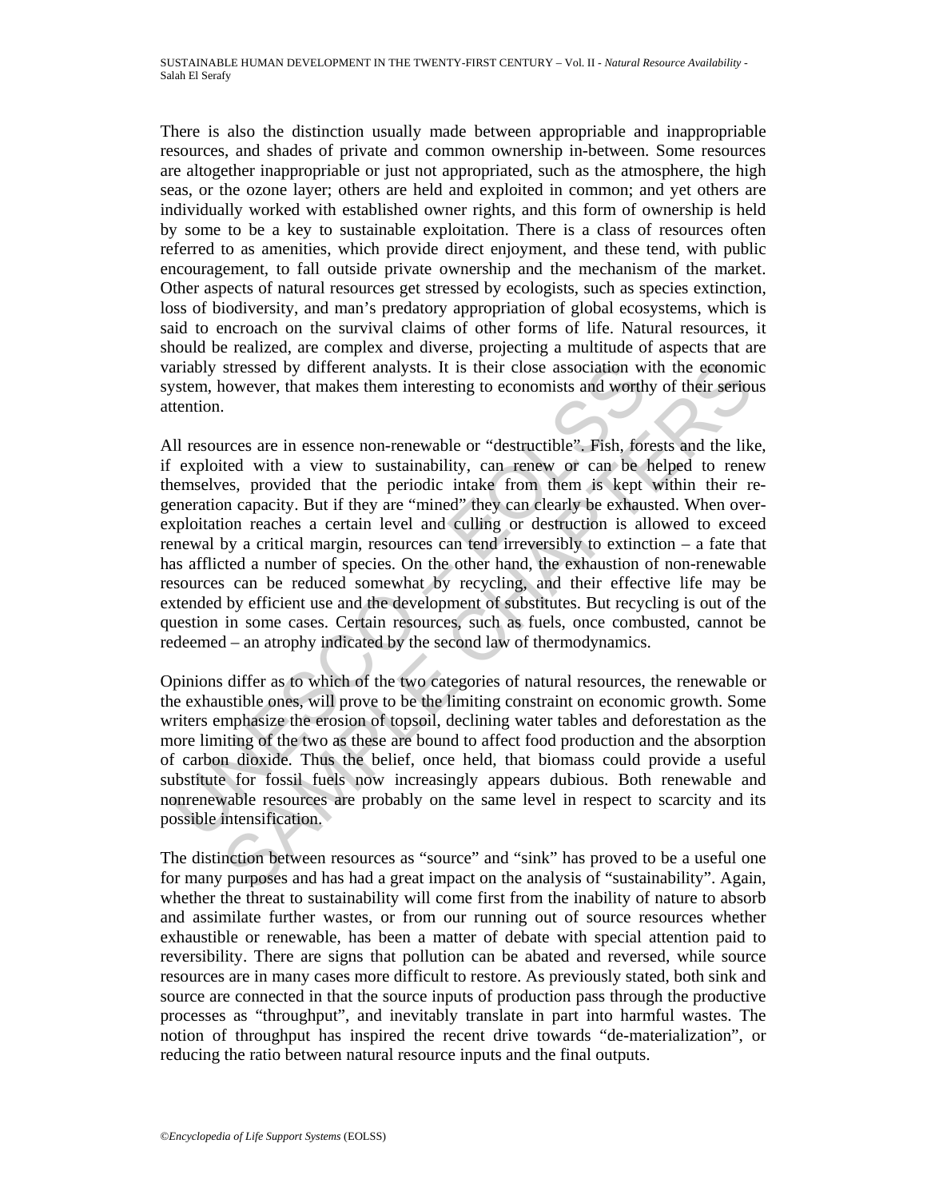There is also the distinction usually made between appropriable and inappropriable resources, and shades of private and common ownership in-between. Some resources are altogether inappropriable or just not appropriated, such as the atmosphere, the high seas, or the ozone layer; others are held and exploited in common; and yet others are individually worked with established owner rights, and this form of ownership is held by some to be a key to sustainable exploitation. There is a class of resources often referred to as amenities, which provide direct enjoyment, and these tend, with public encouragement, to fall outside private ownership and the mechanism of the market. Other aspects of natural resources get stressed by ecologists, such as species extinction, loss of biodiversity, and man's predatory appropriation of global ecosystems, which is said to encroach on the survival claims of other forms of life. Natural resources, it should be realized, are complex and diverse, projecting a multitude of aspects that are variably stressed by different analysts. It is their close association with the economic system, however, that makes them interesting to economists and worthy of their serious attention.

All resources are in essence non-renewable or "destructible". Fish, forests and the like, if exploited with a view to sustainability, can renew or can be helped to renew themselves, provided that the periodic intake from them is kept within their re-generation capacity. But if they are "mined" they can clearly be exhausted. When over-exploitation reaches a certain level and culling or destruction is allowed to exceed renewal by a critical margin, resources can tend irreversibly to extinction – a fate that has afflicted a number of species. On the other hand, the exhaustion of non-renewable resources can be reduced somewhat by recycling, and their effective life may be extended by efficient use and the development of substitutes. But recycling is out of the question in some cases. Certain resources, such as fuels, once combusted, cannot be redeemed – an atrophy indicated by the second law of thermodynamics.

Opinions differ as to which of the two categories of natural resources, the renewable or the exhaustible ones, will prove to be the limiting constraint on economic growth. Some writers emphasize the erosion of topsoil, declining water tables and deforestation as the more limiting of the two as these are bound to affect food production and the absorption of carbon dioxide. Thus the belief, once held, that biomass could provide a useful substitute for fossil fuels now increasingly appears dubious. Both renewable and nonrenewable resources are probably on the same level in respect to scarcity and its possible intensification.

The distinction between resources as "source" and "sink" has proved to be a useful one for many purposes and has had a great impact on the analysis of "sustainability". Again, whether the threat to sustainability will come first from the inability of nature to absorb and assimilate further wastes, or from our running out of source resources whether exhaustible or renewable, has been a matter of debate with special attention paid to reversibility. There are signs that pollution can be abated and reversed, while source resources are in many cases more difficult to restore. As previously stated, both sink and source are connected in that the source inputs of production pass through the productive processes as "throughput", and inevitably translate in part into harmful wastes. The notion of throughput has inspired the recent drive towards "de-materialization", or reducing the ratio between natural resource inputs and the final outputs.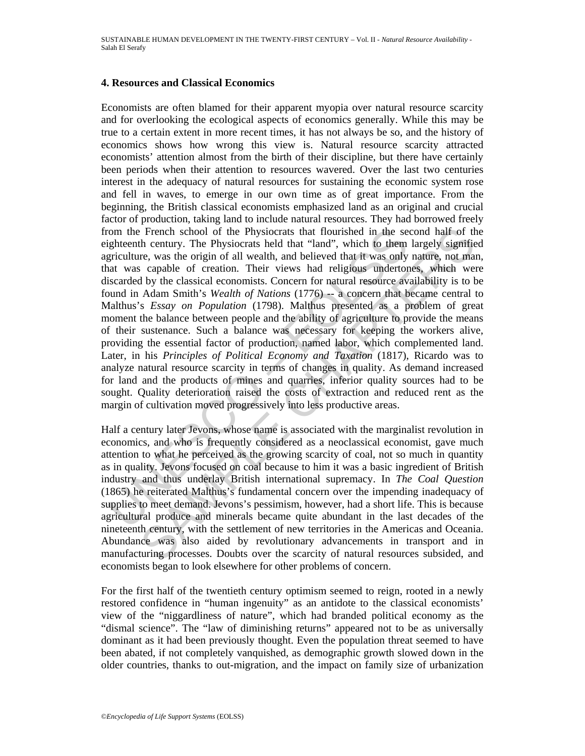## 4. Resources and Classical Economics

Economists are often blamed for their apparent myopia over natural resource scarcity and for overlooking the ecological aspects of economics generally. While this may be true to a certain extent in more recent times, it has not always be so, and the history of economics shows how wrong this view is. Natural resource scarcity attracted economists' attention almost from the birth of their discipline, but there have certainly been periods when their attention to resources wavered. Over the last two centuries interest in the adequacy of natural resources for sustaining the economic system rose and fell in waves, to emerge in our own time as of great importance. From the beginning, the British classical economists emphasized land as an original and crucial factor of production, taking land to include natural resources. They had borrowed freely from the French school of the Physiocrats that flourished in the second half of the eighteenth century. The Physiocrats held that "land", which to them largely signified agriculture, was the origin of all wealth, and believed that it was only nature, not man, that was capable of creation. Their views had religious undertones, which were discarded by the classical economists. Concern for natural resource availability is to be found in Adam Smith's *Wealth of Nations* (1776) -- a concern that became central to Malthus's *Essay on Population* (1798). Malthus presented as a problem of great moment the balance between people and the ability of agriculture to provide the means of their sustenance. Such a balance was necessary for keeping the workers alive, providing the essential factor of production, named labor, which complemented land. Later, in his *Principles of Political Economy and Taxation* (1817), Ricardo was to analyze natural resource scarcity in terms of changes in quality. As demand increased for land and the products of mines and quarries, inferior quality sources had to be sought. Quality deterioration raised the costs of extraction and reduced rent as the margin of cultivation moved progressively into less productive areas.

Half a century later Jevons, whose name is associated with the marginalist revolution in economics, and who is frequently considered as a neoclassical economist, gave much attention to what he perceived as the growing scarcity of coal, not so much in quantity as in quality. Jevons focused on coal because to him it was a basic ingredient of British industry and thus underlay British international supremacy. In *The Coal Question* (1865) he reiterated Malthus's fundamental concern over the impending inadequacy of supplies to meet demand. Jevons's pessimism, however, had a short life. This is because agricultural produce and minerals became quite abundant in the last decades of the nineteenth century, with the settlement of new territories in the Americas and Oceania. Abundance was also aided by revolutionary advancements in transport and in manufacturing processes. Doubts over the scarcity of natural resources subsided, and economists began to look elsewhere for other problems of concern.

For the first half of the twentieth century optimism seemed to reign, rooted in a newly restored confidence in "human ingenuity" as an antidote to the classical economists' view of the "niggardliness of nature", which had branded political economy as the "dismal science". The "law of diminishing returns" appeared not to be as universally dominant as it had been previously thought. Even the population threat seemed to have been abated, if not completely vanquished, as demographic growth slowed down in the older countries, thanks to out-migration, and the impact on family size of urbanization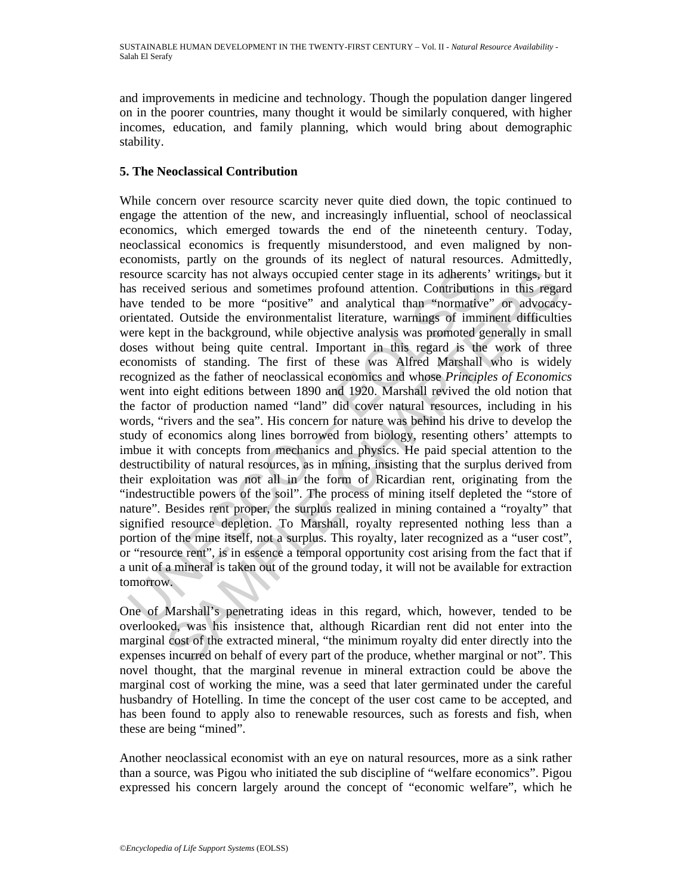and improvements in medicine and technology. Though the population danger lingered on in the poorer countries, many thought it would be similarly conquered, with higher incomes, education, and family planning, which would bring about demographic stability.

## 5. The Neoclassical Contribution

While concern over resource scarcity never quite died down, the topic continued to engage the attention of the new, and increasingly influential, school of neoclassical economics, which emerged towards the end of the nineteenth century. Today, neoclassical economics is frequently misunderstood, and even maligned by non-economists, partly on the grounds of its neglect of natural resources. Admittedly, resource scarcity has not always occupied center stage in its adherents' writings, but it has received serious and sometimes profound attention. Contributions in this regard have tended to be more "positive" and analytical than "normative" or advocacy-orientated. Outside the environmentalist literature, warnings of imminent difficulties were kept in the background, while objective analysis was promoted generally in small doses without being quite central. Important in this regard is the work of three economists of standing. The first of these was Alfred Marshall who is widely recognized as the father of neoclassical economics and whose *Principles of Economics* went into eight editions between 1890 and 1920. Marshall revived the old notion that the factor of production named "land" did cover natural resources, including in his words, "rivers and the sea". His concern for nature was behind his drive to develop the study of economics along lines borrowed from biology, resenting others' attempts to imbue it with concepts from mechanics and physics. He paid special attention to the destructibility of natural resources, as in mining, insisting that the surplus derived from their exploitation was not all in the form of Ricardian rent, originating from the "indestructible powers of the soil". The process of mining itself depleted the "store of nature". Besides rent proper, the surplus realized in mining contained a "royalty" that signified resource depletion. To Marshall, royalty represented nothing less than a portion of the mine itself, not a surplus. This royalty, later recognized as a "user cost", or "resource rent", is in essence a temporal opportunity cost arising from the fact that if a unit of a mineral is taken out of the ground today, it will not be available for extraction tomorrow.

One of Marshall's penetrating ideas in this regard, which, however, tended to be overlooked, was his insistence that, although Ricardian rent did not enter into the marginal cost of the extracted mineral, "the minimum royalty did enter directly into the expenses incurred on behalf of every part of the produce, whether marginal or not". This novel thought, that the marginal revenue in mineral extraction could be above the marginal cost of working the mine, was a seed that later germinated under the careful husbandry of Hotelling. In time the concept of the user cost came to be accepted, and has been found to apply also to renewable resources, such as forests and fish, when these are being "mined".

Another neoclassical economist with an eye on natural resources, more as a sink rather than a source, was Pigou who initiated the sub discipline of "welfare economics". Pigou expressed his concern largely around the concept of "economic welfare", which he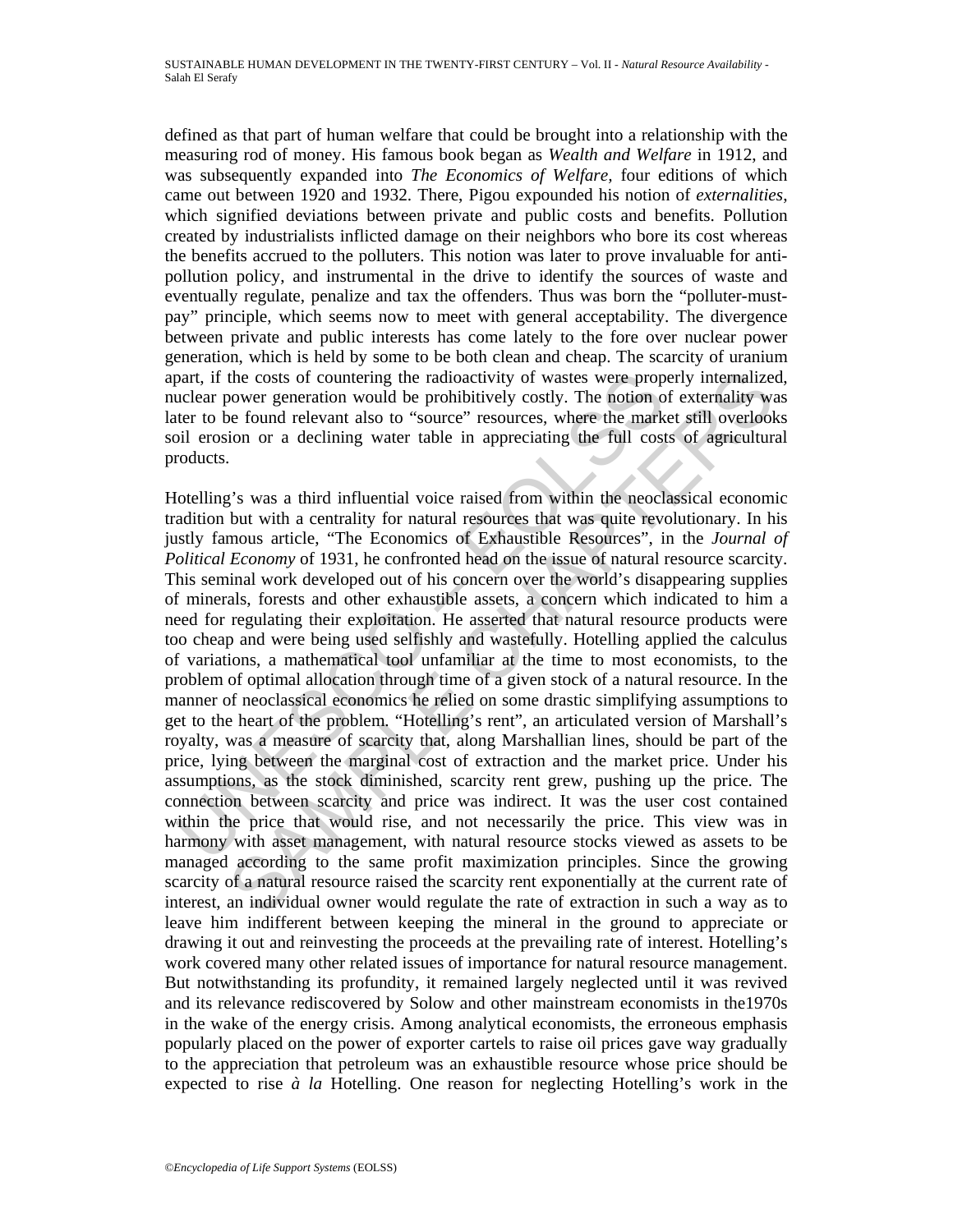defined as that part of human welfare that could be brought into a relationship with the measuring rod of money. His famous book began as *Wealth and Welfare* in 1912, and was subsequently expanded into *The Economics of Welfare*, four editions of which came out between 1920 and 1932. There, Pigou expounded his notion of *externalities*, which signified deviations between private and public costs and benefits. Pollution created by industrialists inflicted damage on their neighbors who bore its cost whereas the benefits accrued to the polluters. This notion was later to prove invaluable for anti-pollution policy, and instrumental in the drive to identify the sources of waste and eventually regulate, penalize and tax the offenders. Thus was born the "polluter-must-pay" principle, which seems now to meet with general acceptability. The divergence between private and public interests has come lately to the fore over nuclear power generation, which is held by some to be both clean and cheap. The scarcity of uranium apart, if the costs of countering the radioactivity of wastes were properly internalized, nuclear power generation would be prohibitively costly. The notion of externality was later to be found relevant also to "source" resources, where the market still overlooks soil erosion or a declining water table in appreciating the full costs of agricultural products.

Hotelling's was a third influential voice raised from within the neoclassical economic tradition but with a centrality for natural resources that was quite revolutionary. In his justly famous article, "The Economics of Exhaustible Resources", in the *Journal of Political Economy* of 1931, he confronted head on the issue of natural resource scarcity. This seminal work developed out of his concern over the world's disappearing supplies of minerals, forests and other exhaustible assets, a concern which indicated to him a need for regulating their exploitation. He asserted that natural resource products were too cheap and were being used selfishly and wastefully. Hotelling applied the calculus of variations, a mathematical tool unfamiliar at the time to most economists, to the problem of optimal allocation through time of a given stock of a natural resource. In the manner of neoclassical economics he relied on some drastic simplifying assumptions to get to the heart of the problem. "Hotelling's rent", an articulated version of Marshall's royalty, was a measure of scarcity that, along Marshallian lines, should be part of the price, lying between the marginal cost of extraction and the market price. Under his assumptions, as the stock diminished, scarcity rent grew, pushing up the price. The connection between scarcity and price was indirect. It was the user cost contained within the price that would rise, and not necessarily the price. This view was in harmony with asset management, with natural resource stocks viewed as assets to be managed according to the same profit maximization principles. Since the growing scarcity of a natural resource raised the scarcity rent exponentially at the current rate of interest, an individual owner would regulate the rate of extraction in such a way as to leave him indifferent between keeping the mineral in the ground to appreciate or drawing it out and reinvesting the proceeds at the prevailing rate of interest. Hotelling's work covered many other related issues of importance for natural resource management. But notwithstanding its profundity, it remained largely neglected until it was revived and its relevance rediscovered by Solow and other mainstream economists in the1970s in the wake of the energy crisis. Among analytical economists, the erroneous emphasis popularly placed on the power of exporter cartels to raise oil prices gave way gradually to the appreciation that petroleum was an exhaustible resource whose price should be expected to rise *à la* Hotelling. One reason for neglecting Hotelling's work in the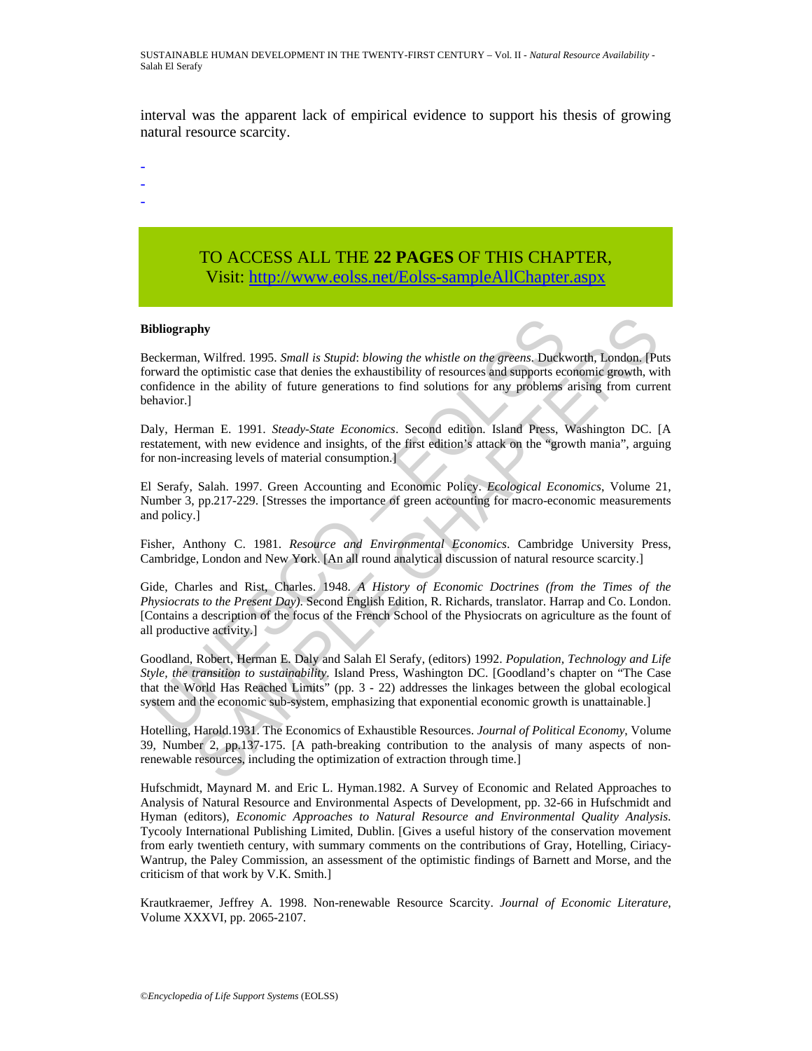interval was the apparent lack of empirical evidence to support his thesis of growing natural resource scarcity.

-
-
-

TO ACCESS ALL THE **22 PAGES** OF THIS CHAPTER,
Visit: http://www.eolss.net/Eolss-sampleAllChapter.aspx

**Bibliography**

Beckerman, Wilfred. 1995. *Small is Stupid*: *blowing the whistle on the greens*. Duckworth, London. [Puts forward the optimistic case that denies the exhaustibility of resources and supports economic growth, with confidence in the ability of future generations to find solutions for any problems arising from current behavior.]

Daly, Herman E. 1991. *Steady-State Economics*. Second edition. Island Press, Washington DC. [A restatement, with new evidence and insights, of the first edition's attack on the "growth mania", arguing for non-increasing levels of material consumption.]

El Serafy, Salah. 1997. Green Accounting and Economic Policy. *Ecological Economics*, Volume 21, Number 3, pp.217-229. [Stresses the importance of green accounting for macro-economic measurements and policy.]

Fisher, Anthony C. 1981. *Resource and Environmental Economics*. Cambridge University Press, Cambridge, London and New York. [An all round analytical discussion of natural resource scarcity.]

Gide, Charles and Rist, Charles. 1948. *A History of Economic Doctrines (from the Times of the Physiocrats to the Present Day)*. Second English Edition, R. Richards, translator. Harrap and Co. London. [Contains a description of the focus of the French School of the Physiocrats on agriculture as the fount of all productive activity.]

Goodland, Robert, Herman E. Daly and Salah El Serafy, (editors) 1992. *Population, Technology and Life Style, the transition to sustainability.* Island Press, Washington DC. [Goodland's chapter on "The Case that the World Has Reached Limits" (pp. 3 - 22) addresses the linkages between the global ecological system and the economic sub-system, emphasizing that exponential economic growth is unattainable.]

Hotelling, Harold.1931. The Economics of Exhaustible Resources. *Journal of Political Economy*, Volume 39, Number 2, pp.137-175. [A path-breaking contribution to the analysis of many aspects of non-renewable resources, including the optimization of extraction through time.]

Hufschmidt, Maynard M. and Eric L. Hyman.1982. A Survey of Economic and Related Approaches to Analysis of Natural Resource and Environmental Aspects of Development, pp. 32-66 in Hufschmidt and Hyman (editors), *Economic Approaches to Natural Resource and Environmental Quality Analysis*. Tycooly International Publishing Limited, Dublin. [Gives a useful history of the conservation movement from early twentieth century, with summary comments on the contributions of Gray, Hotelling, Ciriacy-Wantrup, the Paley Commission, an assessment of the optimistic findings of Barnett and Morse, and the criticism of that work by V.K. Smith.]

Krautkraemer, Jeffrey A. 1998. Non-renewable Resource Scarcity. *Journal of Economic Literature*, Volume XXXVI, pp. 2065-2107.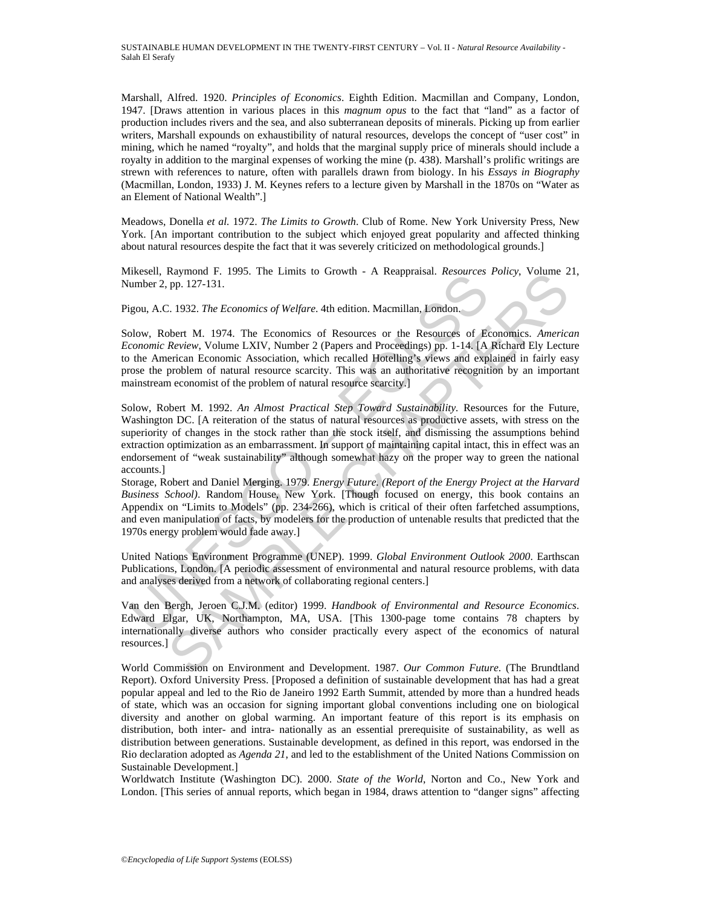Marshall, Alfred. 1920. *Principles of Economics*. Eighth Edition. Macmillan and Company, London, 1947. [Draws attention in various places in this *magnum opus* to the fact that "land" as a factor of production includes rivers and the sea, and also subterranean deposits of minerals. Picking up from earlier writers, Marshall expounds on exhaustibility of natural resources, develops the concept of "user cost" in mining, which he named "royalty", and holds that the marginal supply price of minerals should include a royalty in addition to the marginal expenses of working the mine (p. 438). Marshall's prolific writings are strewn with references to nature, often with parallels drawn from biology. In his *Essays in Biography* (Macmillan, London, 1933) J. M. Keynes refers to a lecture given by Marshall in the 1870s on "Water as an Element of National Wealth".]

Meadows, Donella *et al.* 1972. *The Limits to Growth*. Club of Rome. New York University Press, New York. [An important contribution to the subject which enjoyed great popularity and affected thinking about natural resources despite the fact that it was severely criticized on methodological grounds.]

Mikesell, Raymond F. 1995. The Limits to Growth - A Reappraisal. *Resources Policy*, Volume 21, Number 2, pp. 127-131.

Pigou, A.C. 1932. *The Economics of Welfare*. 4th edition. Macmillan, London.

Solow, Robert M. 1974. The Economics of Resources or the Resources of Economics. *American Economic Review*, Volume LXIV, Number 2 (Papers and Proceedings) pp. 1-14. [A Richard Ely Lecture to the American Economic Association, which recalled Hotelling's views and explained in fairly easy prose the problem of natural resource scarcity. This was an authoritative recognition by an important mainstream economist of the problem of natural resource scarcity.]

Solow, Robert M. 1992. *An Almost Practical Step Toward Sustainability*. Resources for the Future, Washington DC. [A reiteration of the status of natural resources as productive assets, with stress on the superiority of changes in the stock rather than the stock itself, and dismissing the assumptions behind extraction optimization as an embarrassment. In support of maintaining capital intact, this in effect was an endorsement of "weak sustainability" although somewhat hazy on the proper way to green the national accounts.]

Storage, Robert and Daniel Merging. 1979. *Energy Future. (Report of the Energy Project at the Harvard Business School)*. Random House, New York. [Though focused on energy, this book contains an Appendix on "Limits to Models" (pp. 234-266), which is critical of their often farfetched assumptions, and even manipulation of facts, by modelers for the production of untenable results that predicted that the 1970s energy problem would fade away.]

United Nations Environment Programme (UNEP). 1999. *Global Environment Outlook 2000*. Earthscan Publications, London. [A periodic assessment of environmental and natural resource problems, with data and analyses derived from a network of collaborating regional centers.]

Van den Bergh, Jeroen C.J.M. (editor) 1999. *Handbook of Environmental and Resource Economics*. Edward Elgar, UK, Northampton, MA, USA. [This 1300-page tome contains 78 chapters by internationally diverse authors who consider practically every aspect of the economics of natural resources.]

World Commission on Environment and Development. 1987. *Our Common Future*. (The Brundtland Report). Oxford University Press. [Proposed a definition of sustainable development that has had a great popular appeal and led to the Rio de Janeiro 1992 Earth Summit, attended by more than a hundred heads of state, which was an occasion for signing important global conventions including one on biological diversity and another on global warming. An important feature of this report is its emphasis on distribution, both inter- and intra- nationally as an essential prerequisite of sustainability, as well as distribution between generations. Sustainable development, as defined in this report, was endorsed in the Rio declaration adopted as *Agenda 21*, and led to the establishment of the United Nations Commission on Sustainable Development.]

Worldwatch Institute (Washington DC). 2000. *State of the World*, Norton and Co., New York and London. [This series of annual reports, which began in 1984, draws attention to "danger signs" affecting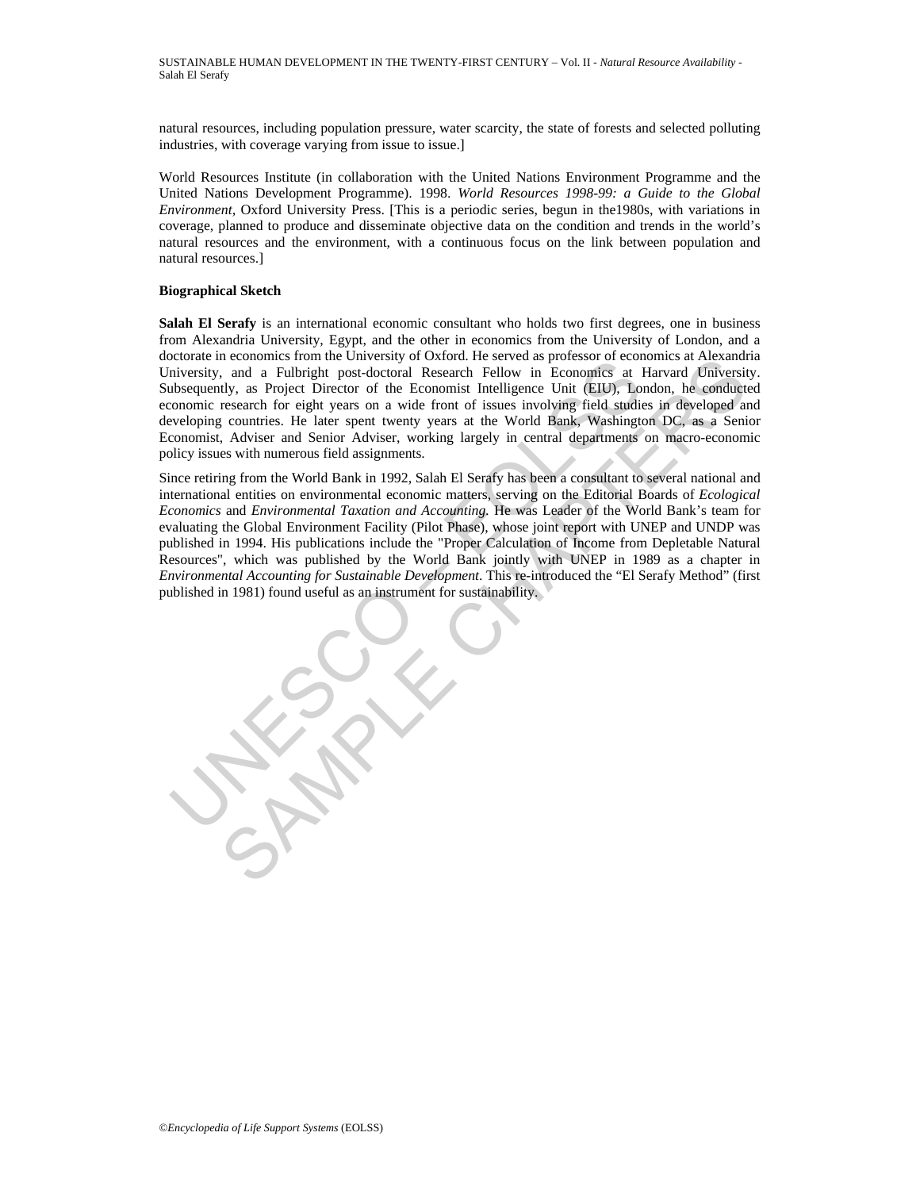natural resources, including population pressure, water scarcity, the state of forests and selected polluting industries, with coverage varying from issue to issue.]

World Resources Institute (in collaboration with the United Nations Environment Programme and the United Nations Development Programme). 1998. *World Resources 1998-99: a Guide to the Global Environment*, Oxford University Press. [This is a periodic series, begun in the1980s, with variations in coverage, planned to produce and disseminate objective data on the condition and trends in the world's natural resources and the environment, with a continuous focus on the link between population and natural resources.]

**Biographical Sketch**

**Salah El Serafy** is an international economic consultant who holds two first degrees, one in business from Alexandria University, Egypt, and the other in economics from the University of London, and a doctorate in economics from the University of Oxford. He served as professor of economics at Alexandria University, and a Fulbright post-doctoral Research Fellow in Economics at Harvard University. Subsequently, as Project Director of the Economist Intelligence Unit (EIU), London, he conducted economic research for eight years on a wide front of issues involving field studies in developed and developing countries. He later spent twenty years at the World Bank, Washington DC, as a Senior Economist, Adviser and Senior Adviser, working largely in central departments on macro-economic policy issues with numerous field assignments.

Since retiring from the World Bank in 1992, Salah El Serafy has been a consultant to several national and international entities on environmental economic matters, serving on the Editorial Boards of *Ecological Economics* and *Environmental Taxation and Accounting*. He was Leader of the World Bank's team for evaluating the Global Environment Facility (Pilot Phase), whose joint report with UNEP and UNDP was published in 1994. His publications include the "Proper Calculation of Income from Depletable Natural Resources", which was published by the World Bank jointly with UNEP in 1989 as a chapter in *Environmental Accounting for Sustainable Development*. This re-introduced the "El Serafy Method" (first published in 1981) found useful as an instrument for sustainability.